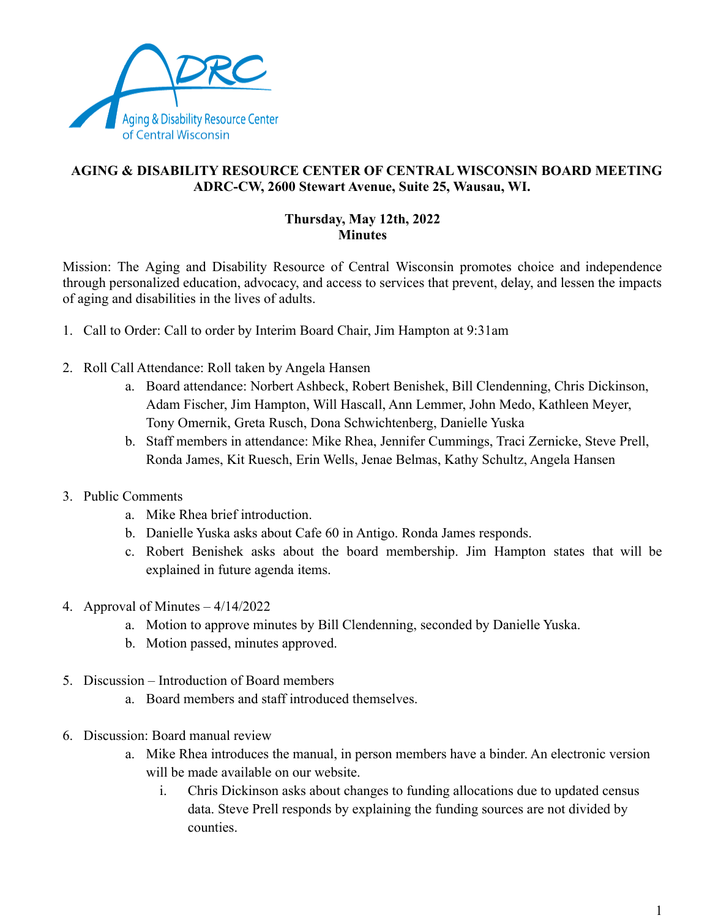# AGING & DISABILITY RESOURCE CENTER OF CENTRAL WISCONSIN BOARD MEETING
## ADRC-CW, 2600 Stewart Avenue, Suite 25, Wausau, WI.

**Thursday, May 12th, 2022**
**Minutes**

Mission: The Aging and Disability Resource of Central Wisconsin promotes choice and independence through personalized education, advocacy, and access to services that prevent, delay, and lessen the impacts of aging and disabilities in the lives of adults.

1. Call to Order: Call to order by Interim Board Chair, Jim Hampton at 9:31am

2. Roll Call Attendance: Roll taken by Angela Hansen
   a. Board attendance: Norbert Ashbeck, Robert Benishek, Bill Clendenning, Chris Dickinson, Adam Fischer, Jim Hampton, Will Hascall, Ann Lemmer, John Medo, Kathleen Meyer, Tony Omernik, Greta Rusch, Dona Schwichtenberg, Danielle Yuska
   b. Staff members in attendance: Mike Rhea, Jennifer Cummings, Traci Zernicke, Steve Prell, Ronda James, Kit Ruesch, Erin Wells, Jenae Belmas, Kathy Schultz, Angela Hansen

3. Public Comments
   a. Mike Rhea brief introduction.
   b. Danielle Yuska asks about Cafe 60 in Antigo. Ronda James responds.
   c. Robert Benishek asks about the board membership. Jim Hampton states that will be explained in future agenda items.

4. Approval of Minutes – 4/14/2022
   a. Motion to approve minutes by Bill Clendenning, seconded by Danielle Yuska.
   b. Motion passed, minutes approved.

5. Discussion – Introduction of Board members
   a. Board members and staff introduced themselves.

6. Discussion: Board manual review
   a. Mike Rhea introduces the manual, in person members have a binder. An electronic version will be made available on our website.
      i. Chris Dickinson asks about changes to funding allocations due to updated census data. Steve Prell responds by explaining the funding sources are not divided by counties.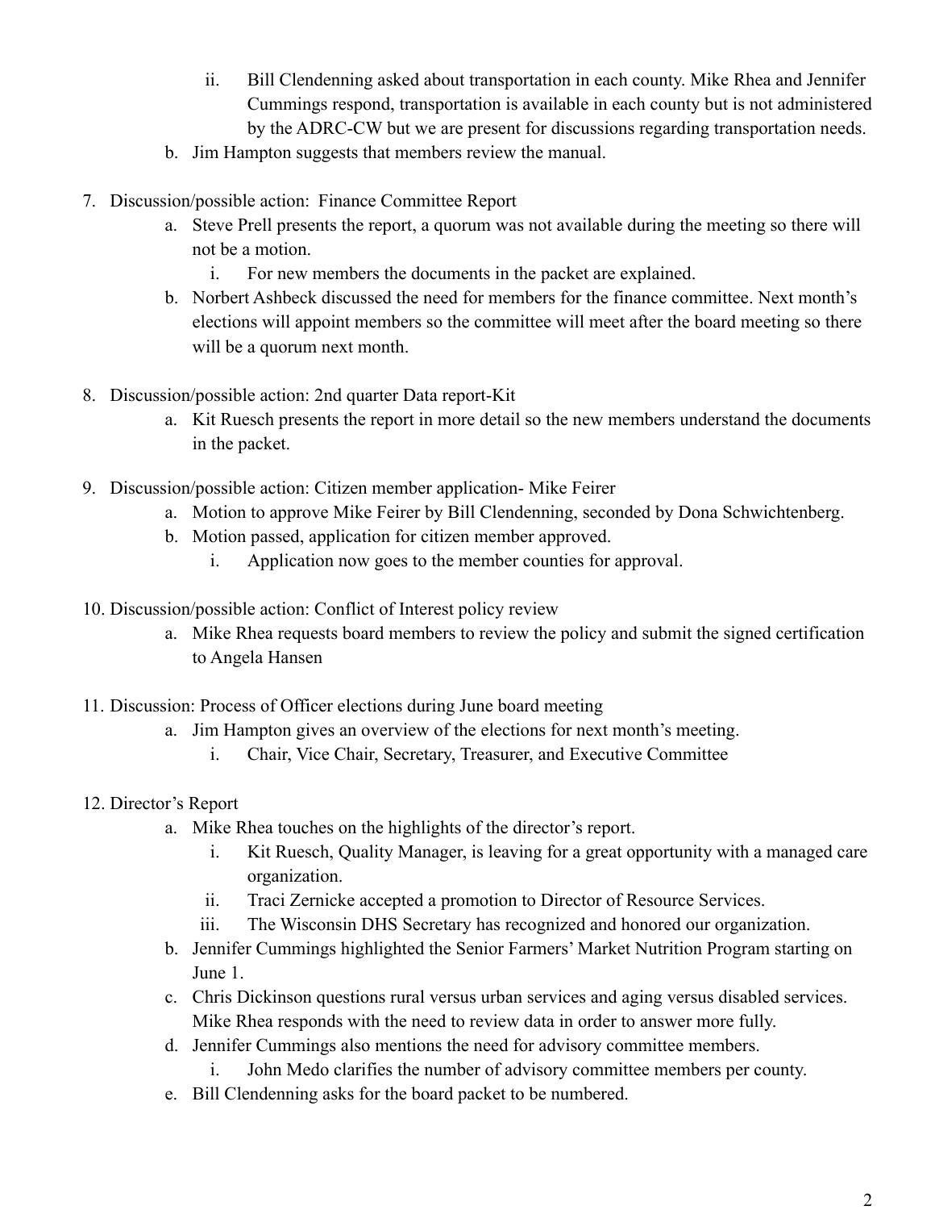- ii. Bill Clendenning asked about transportation in each county. Mike Rhea and Jennifer Cummings respond, transportation is available in each county but is not administered by the ADRC-CW but we are present for discussions regarding transportation needs.
 - b. Jim Hampton suggests that members review the manual.

7. Discussion/possible action: Finance Committee Report
   - a. Steve Prell presents the report, a quorum was not available during the meeting so there will not be a motion.
     - i. For new members the documents in the packet are explained.
   - b. Norbert Ashbeck discussed the need for members for the finance committee. Next month's elections will appoint members so the committee will meet after the board meeting so there will be a quorum next month.

8. Discussion/possible action: 2nd quarter Data report-Kit
   - a. Kit Ruesch presents the report in more detail so the new members understand the documents in the packet.

9. Discussion/possible action: Citizen member application- Mike Feirer
   - a. Motion to approve Mike Feirer by Bill Clendenning, seconded by Dona Schwichtenberg.
   - b. Motion passed, application for citizen member approved.
     - i. Application now goes to the member counties for approval.

10. Discussion/possible action: Conflict of Interest policy review
    - a. Mike Rhea requests board members to review the policy and submit the signed certification to Angela Hansen

11. Discussion: Process of Officer elections during June board meeting
    - a. Jim Hampton gives an overview of the elections for next month's meeting.
      - i. Chair, Vice Chair, Secretary, Treasurer, and Executive Committee

12. Director's Report
    - a. Mike Rhea touches on the highlights of the director's report.
      - i. Kit Ruesch, Quality Manager, is leaving for a great opportunity with a managed care organization.
      - ii. Traci Zernicke accepted a promotion to Director of Resource Services.
      - iii. The Wisconsin DHS Secretary has recognized and honored our organization.
    - b. Jennifer Cummings highlighted the Senior Farmers' Market Nutrition Program starting on June 1.
    - c. Chris Dickinson questions rural versus urban services and aging versus disabled services. Mike Rhea responds with the need to review data in order to answer more fully.
    - d. Jennifer Cummings also mentions the need for advisory committee members.
      - i. John Medo clarifies the number of advisory committee members per county.
    - e. Bill Clendenning asks for the board packet to be numbered.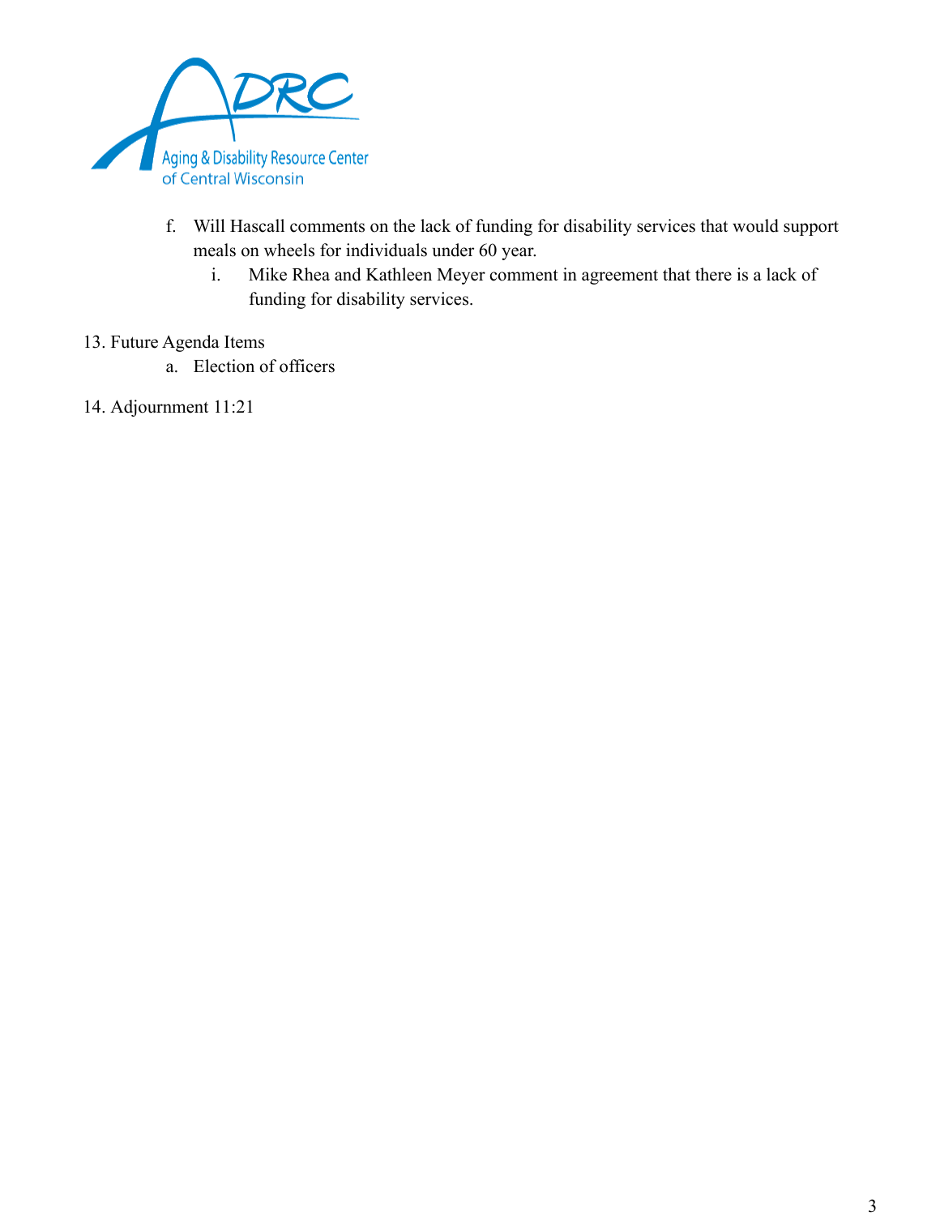Aging & Disability Resource Center of Central Wisconsin

f. Will Hascall comments on the lack of funding for disability services that would support meals on wheels for individuals under 60 year.
   i. Mike Rhea and Kathleen Meyer comment in agreement that there is a lack of funding for disability services.

13. Future Agenda Items
    a. Election of officers

14. Adjournment 11:21